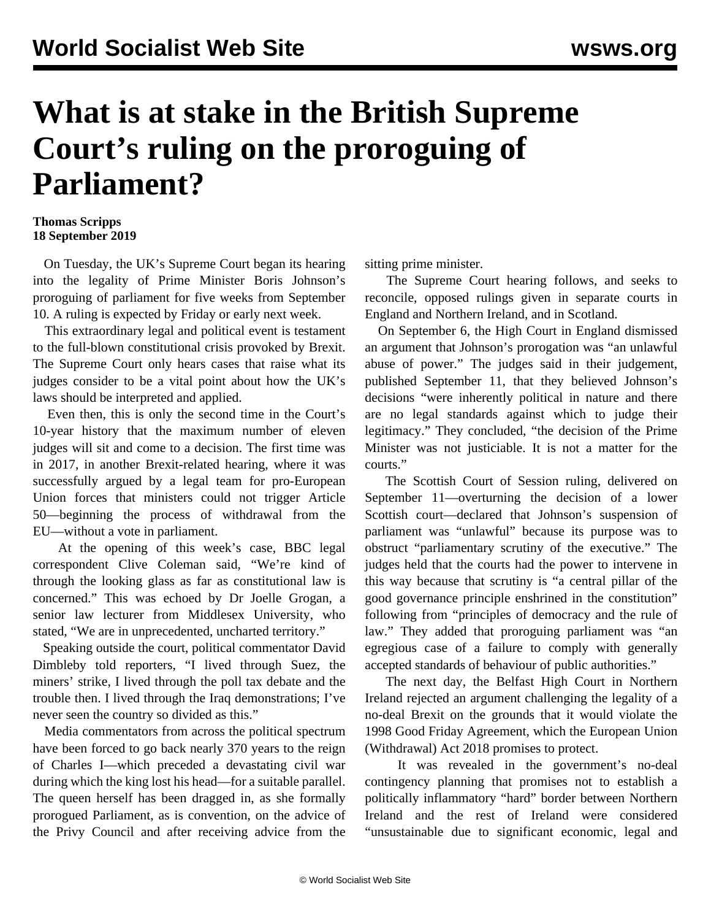# What is at stake in the British Supreme Court's ruling on the proroguing of Parliament?

**Thomas Scripps**
**18 September 2019**

On Tuesday, the UK's Supreme Court began its hearing into the legality of Prime Minister Boris Johnson's proroguing of parliament for five weeks from September 10. A ruling is expected by Friday or early next week.

This extraordinary legal and political event is testament to the full-blown constitutional crisis provoked by Brexit. The Supreme Court only hears cases that raise what its judges consider to be a vital point about how the UK's laws should be interpreted and applied.

Even then, this is only the second time in the Court's 10-year history that the maximum number of eleven judges will sit and come to a decision. The first time was in 2017, in another Brexit-related hearing, where it was successfully argued by a legal team for pro-European Union forces that ministers could not trigger Article 50—beginning the process of withdrawal from the EU—without a vote in parliament.

At the opening of this week's case, BBC legal correspondent Clive Coleman said, "We're kind of through the looking glass as far as constitutional law is concerned." This was echoed by Dr Joelle Grogan, a senior law lecturer from Middlesex University, who stated, "We are in unprecedented, uncharted territory."

Speaking outside the court, political commentator David Dimbleby told reporters, "I lived through Suez, the miners' strike, I lived through the poll tax debate and the trouble then. I lived through the Iraq demonstrations; I've never seen the country so divided as this."

Media commentators from across the political spectrum have been forced to go back nearly 370 years to the reign of Charles I—which preceded a devastating civil war during which the king lost his head—for a suitable parallel. The queen herself has been dragged in, as she formally prorogued Parliament, as is convention, on the advice of the Privy Council and after receiving advice from the sitting prime minister.

The Supreme Court hearing follows, and seeks to reconcile, opposed rulings given in separate courts in England and Northern Ireland, and in Scotland.

On September 6, the High Court in England dismissed an argument that Johnson's prorogation was "an unlawful abuse of power." The judges said in their judgement, published September 11, that they believed Johnson's decisions "were inherently political in nature and there are no legal standards against which to judge their legitimacy." They concluded, "the decision of the Prime Minister was not justiciable. It is not a matter for the courts."

The Scottish Court of Session ruling, delivered on September 11—overturning the decision of a lower Scottish court—declared that Johnson's suspension of parliament was "unlawful" because its purpose was to obstruct "parliamentary scrutiny of the executive." The judges held that the courts had the power to intervene in this way because that scrutiny is "a central pillar of the good governance principle enshrined in the constitution" following from "principles of democracy and the rule of law." They added that proroguing parliament was "an egregious case of a failure to comply with generally accepted standards of behaviour of public authorities."

The next day, the Belfast High Court in Northern Ireland rejected an argument challenging the legality of a no-deal Brexit on the grounds that it would violate the 1998 Good Friday Agreement, which the European Union (Withdrawal) Act 2018 promises to protect.

It was revealed in the government's no-deal contingency planning that promises not to establish a politically inflammatory "hard" border between Northern Ireland and the rest of Ireland were considered "unsustainable due to significant economic, legal and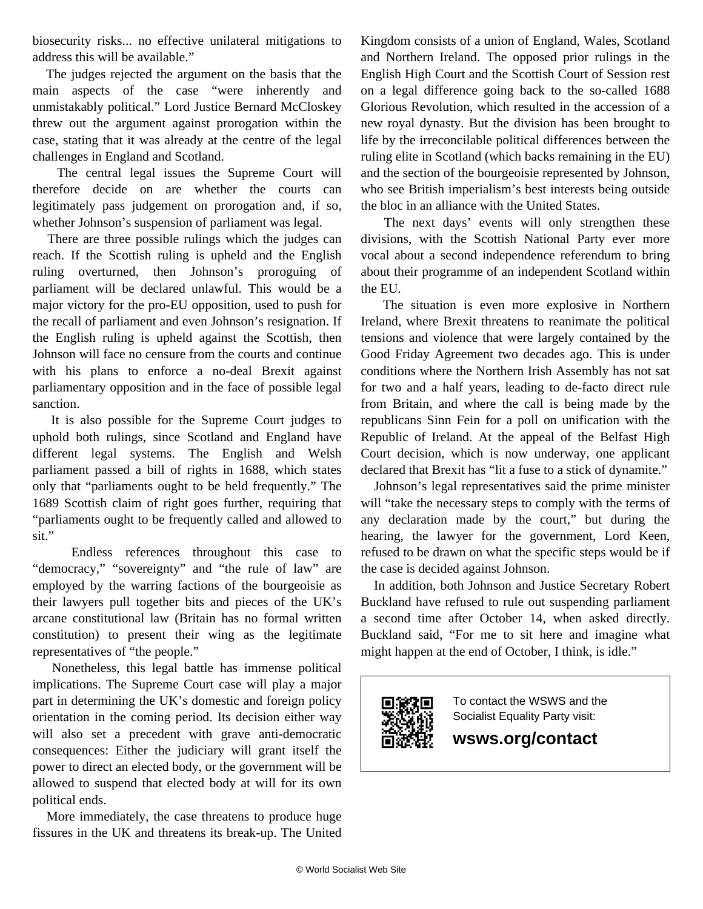biosecurity risks... no effective unilateral mitigations to address this will be available."

The judges rejected the argument on the basis that the main aspects of the case "were inherently and unmistakably political." Lord Justice Bernard McCloskey threw out the argument against prorogation within the case, stating that it was already at the centre of the legal challenges in England and Scotland.

The central legal issues the Supreme Court will therefore decide on are whether the courts can legitimately pass judgement on prorogation and, if so, whether Johnson's suspension of parliament was legal.

There are three possible rulings which the judges can reach. If the Scottish ruling is upheld and the English ruling overturned, then Johnson's proroguing of parliament will be declared unlawful. This would be a major victory for the pro-EU opposition, used to push for the recall of parliament and even Johnson's resignation. If the English ruling is upheld against the Scottish, then Johnson will face no censure from the courts and continue with his plans to enforce a no-deal Brexit against parliamentary opposition and in the face of possible legal sanction.

It is also possible for the Supreme Court judges to uphold both rulings, since Scotland and England have different legal systems. The English and Welsh parliament passed a bill of rights in 1688, which states only that "parliaments ought to be held frequently." The 1689 Scottish claim of right goes further, requiring that "parliaments ought to be frequently called and allowed to sit."

Endless references throughout this case to "democracy," "sovereignty" and "the rule of law" are employed by the warring factions of the bourgeoisie as their lawyers pull together bits and pieces of the UK's arcane constitutional law (Britain has no formal written constitution) to present their wing as the legitimate representatives of "the people."

Nonetheless, this legal battle has immense political implications. The Supreme Court case will play a major part in determining the UK's domestic and foreign policy orientation in the coming period. Its decision either way will also set a precedent with grave anti-democratic consequences: Either the judiciary will grant itself the power to direct an elected body, or the government will be allowed to suspend that elected body at will for its own political ends.

More immediately, the case threatens to produce huge fissures in the UK and threatens its break-up. The United Kingdom consists of a union of England, Wales, Scotland and Northern Ireland. The opposed prior rulings in the English High Court and the Scottish Court of Session rest on a legal difference going back to the so-called 1688 Glorious Revolution, which resulted in the accession of a new royal dynasty. But the division has been brought to life by the irreconcilable political differences between the ruling elite in Scotland (which backs remaining in the EU) and the section of the bourgeoisie represented by Johnson, who see British imperialism's best interests being outside the bloc in an alliance with the United States.

The next days' events will only strengthen these divisions, with the Scottish National Party ever more vocal about a second independence referendum to bring about their programme of an independent Scotland within the EU.

The situation is even more explosive in Northern Ireland, where Brexit threatens to reanimate the political tensions and violence that were largely contained by the Good Friday Agreement two decades ago. This is under conditions where the Northern Irish Assembly has not sat for two and a half years, leading to de-facto direct rule from Britain, and where the call is being made by the republicans Sinn Fein for a poll on unification with the Republic of Ireland. At the appeal of the Belfast High Court decision, which is now underway, one applicant declared that Brexit has "lit a fuse to a stick of dynamite."

Johnson's legal representatives said the prime minister will "take the necessary steps to comply with the terms of any declaration made by the court," but during the hearing, the lawyer for the government, Lord Keen, refused to be drawn on what the specific steps would be if the case is decided against Johnson.

In addition, both Johnson and Justice Secretary Robert Buckland have refused to rule out suspending parliament a second time after October 14, when asked directly. Buckland said, "For me to sit here and imagine what might happen at the end of October, I think, is idle."

To contact the WSWS and the Socialist Equality Party visit:

**wsws.org/contact**